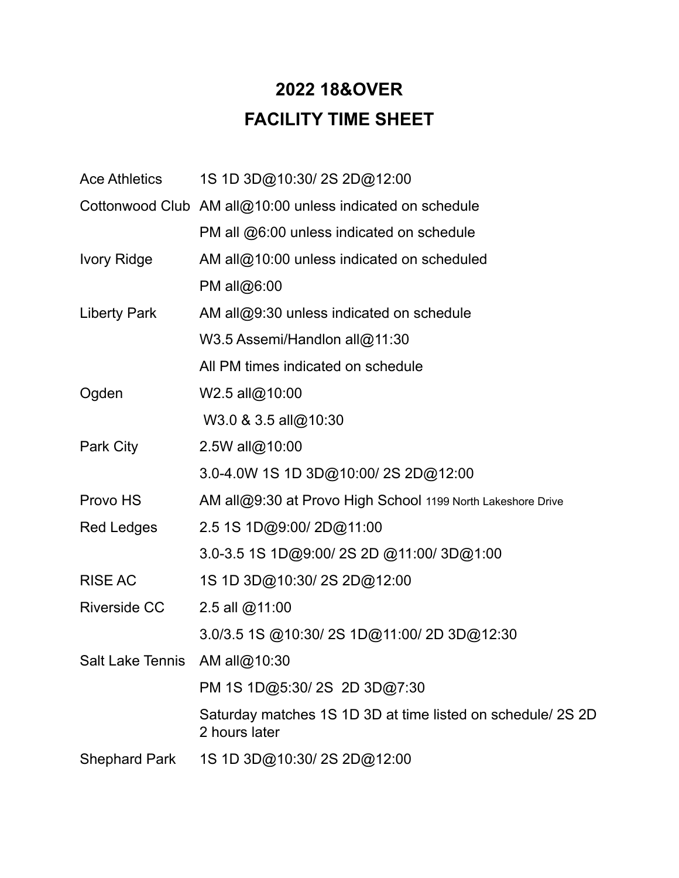# 2022 18&OVER
# FACILITY TIME SHEET

| | |
|---|---|
| Ace Athletics | 1S 1D 3D@10:30/ 2S 2D@12:00 |
| Cottonwood Club | AM all@10:00 unless indicated on schedule |
| | PM all @6:00 unless indicated on schedule |
| Ivory Ridge | AM all@10:00 unless indicated on scheduled |
| | PM all@6:00 |
| Liberty Park | AM all@9:30 unless indicated on schedule |
| | W3.5 Assemi/Handlon all@11:30 |
| | All PM times indicated on schedule |
| Ogden | W2.5 all@10:00 |
| | W3.0 & 3.5 all@10:30 |
| Park City | 2.5W all@10:00 |
| | 3.0-4.0W 1S 1D 3D@10:00/ 2S 2D@12:00 |
| Provo HS | AM all@9:30 at Provo High School 1199 North Lakeshore Drive |
| Red Ledges | 2.5 1S 1D@9:00/ 2D@11:00 |
| | 3.0-3.5 1S 1D@9:00/ 2S 2D @11:00/ 3D@1:00 |
| RISE AC | 1S 1D 3D@10:30/ 2S 2D@12:00 |
| Riverside CC | 2.5 all @11:00 |
| | 3.0/3.5 1S @10:30/ 2S 1D@11:00/ 2D 3D@12:30 |
| Salt Lake Tennis | AM all@10:30 |
| | PM 1S 1D@5:30/ 2S 2D 3D@7:30 |
| | Saturday matches 1S 1D 3D at time listed on schedule/ 2S 2D 2 hours later |
| Shephard Park | 1S 1D 3D@10:30/ 2S 2D@12:00 |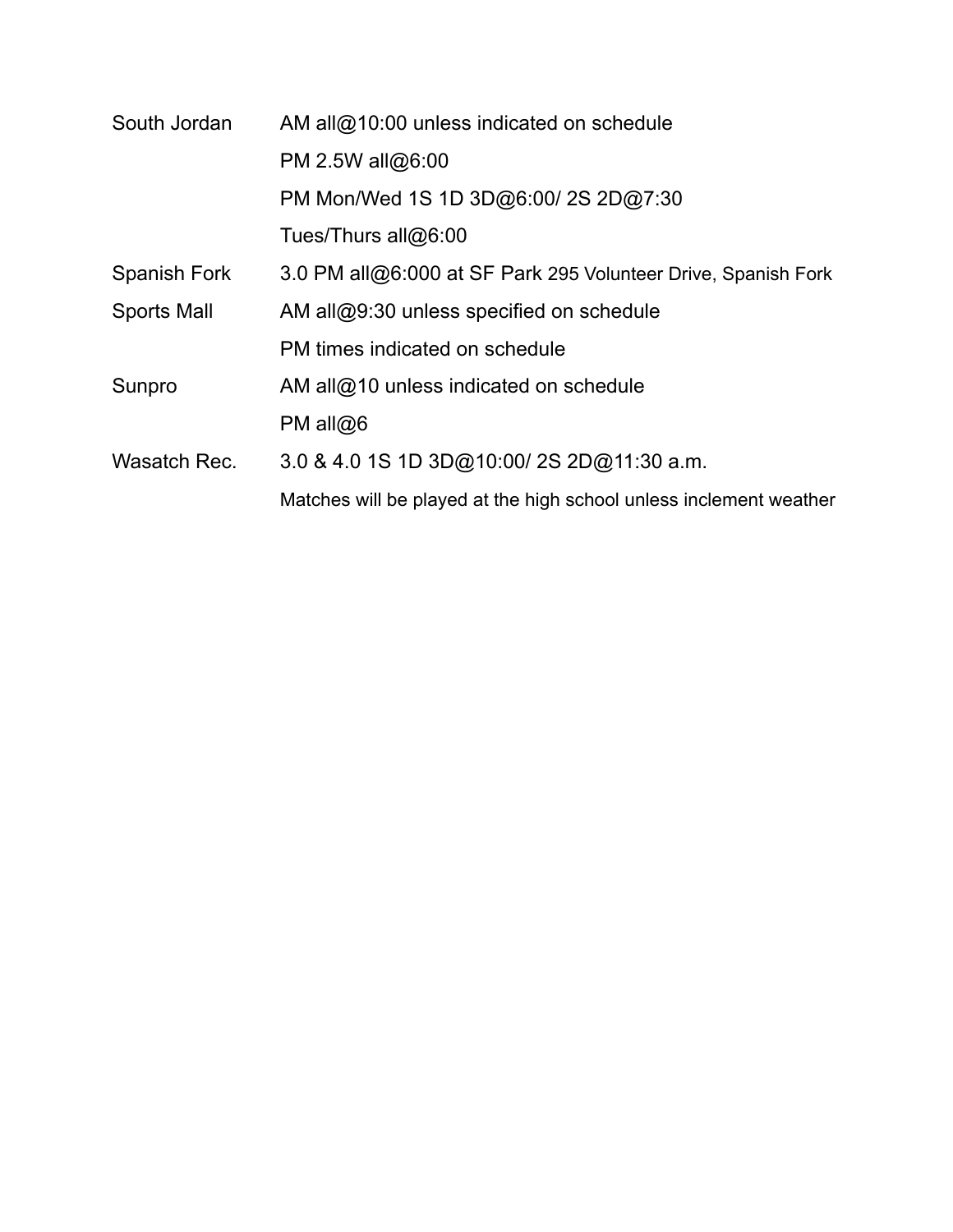| | |
|---|---|
| South Jordan | AM all@10:00 unless indicated on schedule |
| | PM 2.5W all@6:00 |
| | PM Mon/Wed 1S 1D 3D@6:00/ 2S 2D@7:30 |
| | Tues/Thurs all@6:00 |
| Spanish Fork | 3.0 PM all@6:000 at SF Park 295 Volunteer Drive, Spanish Fork |
| Sports Mall | AM all@9:30 unless specified on schedule |
| | PM times indicated on schedule |
| Sunpro | AM all@10 unless indicated on schedule |
| | PM all@6 |
| Wasatch Rec. | 3.0 & 4.0 1S 1D 3D@10:00/ 2S 2D@11:30 a.m. |
| | Matches will be played at the high school unless inclement weather |